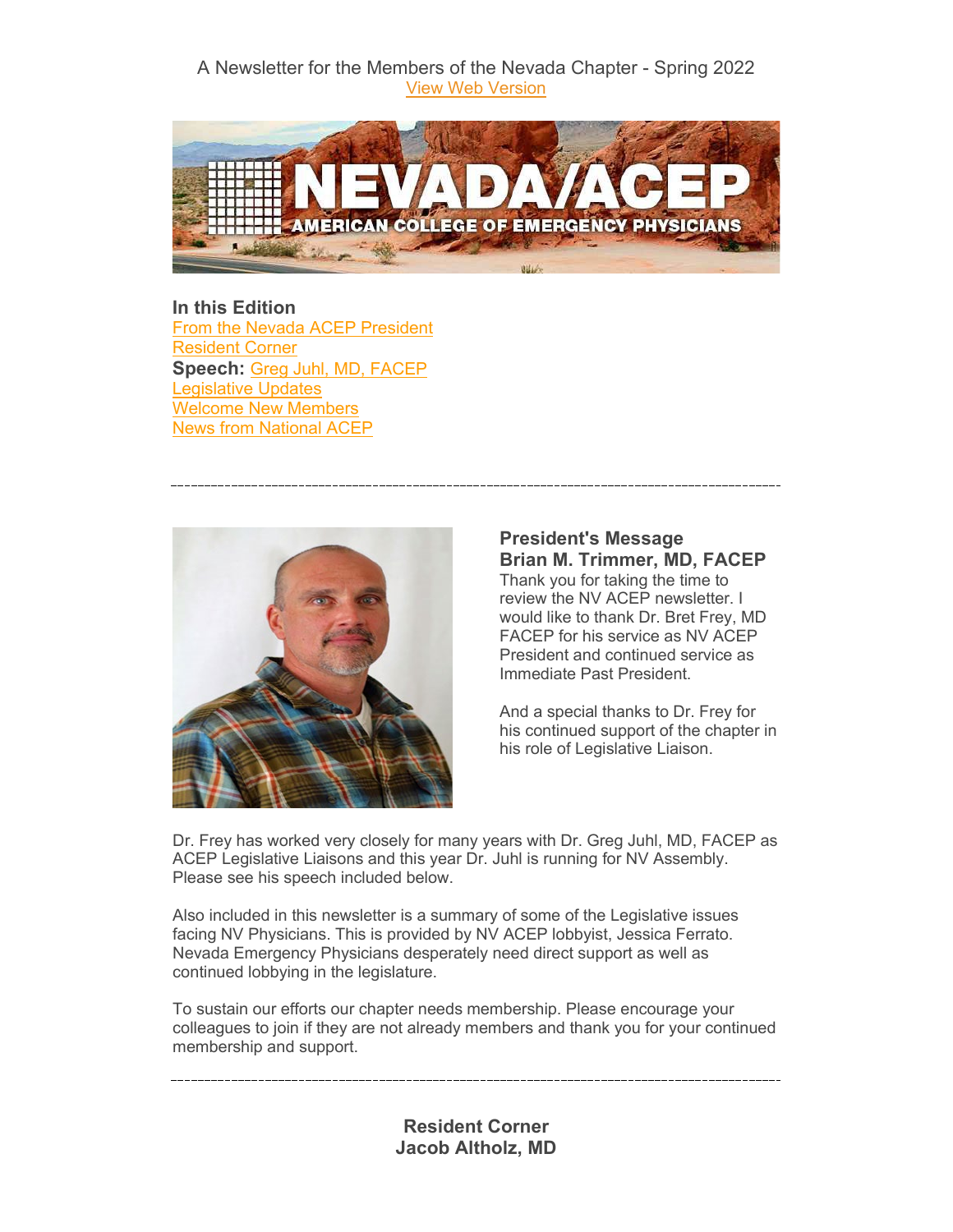A Newsletter for the Members of the Nevada Chapter - Spring 2022
View Web Version

NEVADA/ACEP
AMERICAN COLLEGE OF EMERGENCY PHYSICIANS

**In this Edition**
From the Nevada ACEP President
Resident Corner
**Speech:** Greg Juhl, MD, FACEP
Legislative Updates
Welcome New Members
News from National ACEP

---

## President's Message
### Brian M. Trimmer, MD, FACEP

Thank you for taking the time to review the NV ACEP newsletter. I would like to thank Dr. Bret Frey, MD FACEP for his service as NV ACEP President and continued service as Immediate Past President.

And a special thanks to Dr. Frey for his continued support of the chapter in his role of Legislative Liaison.

Dr. Frey has worked very closely for many years with Dr. Greg Juhl, MD, FACEP as ACEP Legislative Liaisons and this year Dr. Juhl is running for NV Assembly. Please see his speech included below.

Also included in this newsletter is a summary of some of the Legislative issues facing NV Physicians. This is provided by NV ACEP lobbyist, Jessica Ferrato. Nevada Emergency Physicians desperately need direct support as well as continued lobbying in the legislature.

To sustain our efforts our chapter needs membership. Please encourage your colleagues to join if they are not already members and thank you for your continued membership and support.

---

## Resident Corner
### Jacob Altholz, MD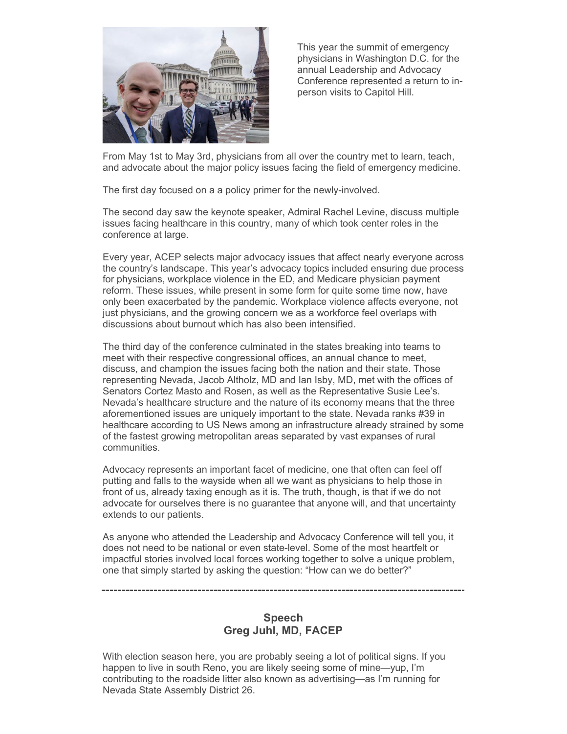This year the summit of emergency physicians in Washington D.C. for the annual Leadership and Advocacy Conference represented a return to in-person visits to Capitol Hill.

From May 1st to May 3rd, physicians from all over the country met to learn, teach, and advocate about the major policy issues facing the field of emergency medicine.

The first day focused on a a policy primer for the newly-involved.

The second day saw the keynote speaker, Admiral Rachel Levine, discuss multiple issues facing healthcare in this country, many of which took center roles in the conference at large.

Every year, ACEP selects major advocacy issues that affect nearly everyone across the country's landscape. This year's advocacy topics included ensuring due process for physicians, workplace violence in the ED, and Medicare physician payment reform. These issues, while present in some form for quite some time now, have only been exacerbated by the pandemic. Workplace violence affects everyone, not just physicians, and the growing concern we as a workforce feel overlaps with discussions about burnout which has also been intensified.

The third day of the conference culminated in the states breaking into teams to meet with their respective congressional offices, an annual chance to meet, discuss, and champion the issues facing both the nation and their state. Those representing Nevada, Jacob Altholz, MD and Ian Isby, MD, met with the offices of Senators Cortez Masto and Rosen, as well as the Representative Susie Lee's. Nevada's healthcare structure and the nature of its economy means that the three aforementioned issues are uniquely important to the state. Nevada ranks #39 in healthcare according to US News among an infrastructure already strained by some of the fastest growing metropolitan areas separated by vast expanses of rural communities.

Advocacy represents an important facet of medicine, one that often can feel off putting and falls to the wayside when all we want as physicians to help those in front of us, already taxing enough as it is. The truth, though, is that if we do not advocate for ourselves there is no guarantee that anyone will, and that uncertainty extends to our patients.

As anyone who attended the Leadership and Advocacy Conference will tell you, it does not need to be national or even state-level. Some of the most heartfelt or impactful stories involved local forces working together to solve a unique problem, one that simply started by asking the question: "How can we do better?"

---

## Speech
**Greg Juhl, MD, FACEP**

With election season here, you are probably seeing a lot of political signs. If you happen to live in south Reno, you are likely seeing some of mine—yup, I'm contributing to the roadside litter also known as advertising—as I'm running for Nevada State Assembly District 26.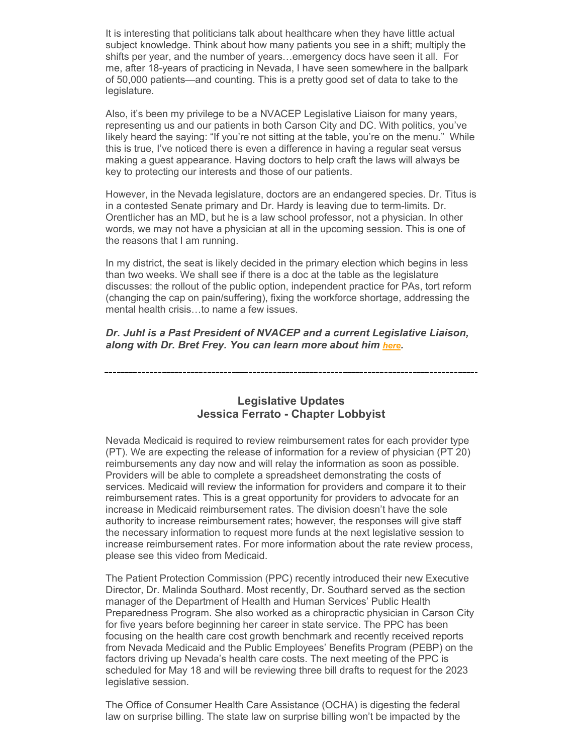It is interesting that politicians talk about healthcare when they have little actual subject knowledge. Think about how many patients you see in a shift; multiply the shifts per year, and the number of years…emergency docs have seen it all. For me, after 18-years of practicing in Nevada, I have seen somewhere in the ballpark of 50,000 patients—and counting. This is a pretty good set of data to take to the legislature.

Also, it's been my privilege to be a NVACEP Legislative Liaison for many years, representing us and our patients in both Carson City and DC. With politics, you've likely heard the saying: "If you're not sitting at the table, you're on the menu." While this is true, I've noticed there is even a difference in having a regular seat versus making a guest appearance. Having doctors to help craft the laws will always be key to protecting our interests and those of our patients.

However, in the Nevada legislature, doctors are an endangered species. Dr. Titus is in a contested Senate primary and Dr. Hardy is leaving due to term-limits. Dr. Orentlicher has an MD, but he is a law school professor, not a physician. In other words, we may not have a physician at all in the upcoming session. This is one of the reasons that I am running.

In my district, the seat is likely decided in the primary election which begins in less than two weeks. We shall see if there is a doc at the table as the legislature discusses: the rollout of the public option, independent practice for PAs, tort reform (changing the cap on pain/suffering), fixing the workforce shortage, addressing the mental health crisis…to name a few issues.

***Dr. Juhl is a Past President of NVACEP and a current Legislative Liaison, along with Dr. Bret Frey. You can learn more about him [here](#).***

---

## Legislative Updates
## Jessica Ferrato - Chapter Lobbyist

Nevada Medicaid is required to review reimbursement rates for each provider type (PT). We are expecting the release of information for a review of physician (PT 20) reimbursements any day now and will relay the information as soon as possible. Providers will be able to complete a spreadsheet demonstrating the costs of services. Medicaid will review the information for providers and compare it to their reimbursement rates. This is a great opportunity for providers to advocate for an increase in Medicaid reimbursement rates. The division doesn't have the sole authority to increase reimbursement rates; however, the responses will give staff the necessary information to request more funds at the next legislative session to increase reimbursement rates. For more information about the rate review process, please see this video from Medicaid.

The Patient Protection Commission (PPC) recently introduced their new Executive Director, Dr. Malinda Southard. Most recently, Dr. Southard served as the section manager of the Department of Health and Human Services' Public Health Preparedness Program. She also worked as a chiropractic physician in Carson City for five years before beginning her career in state service. The PPC has been focusing on the health care cost growth benchmark and recently received reports from Nevada Medicaid and the Public Employees' Benefits Program (PEBP) on the factors driving up Nevada's health care costs. The next meeting of the PPC is scheduled for May 18 and will be reviewing three bill drafts to request for the 2023 legislative session.

The Office of Consumer Health Care Assistance (OCHA) is digesting the federal law on surprise billing. The state law on surprise billing won't be impacted by the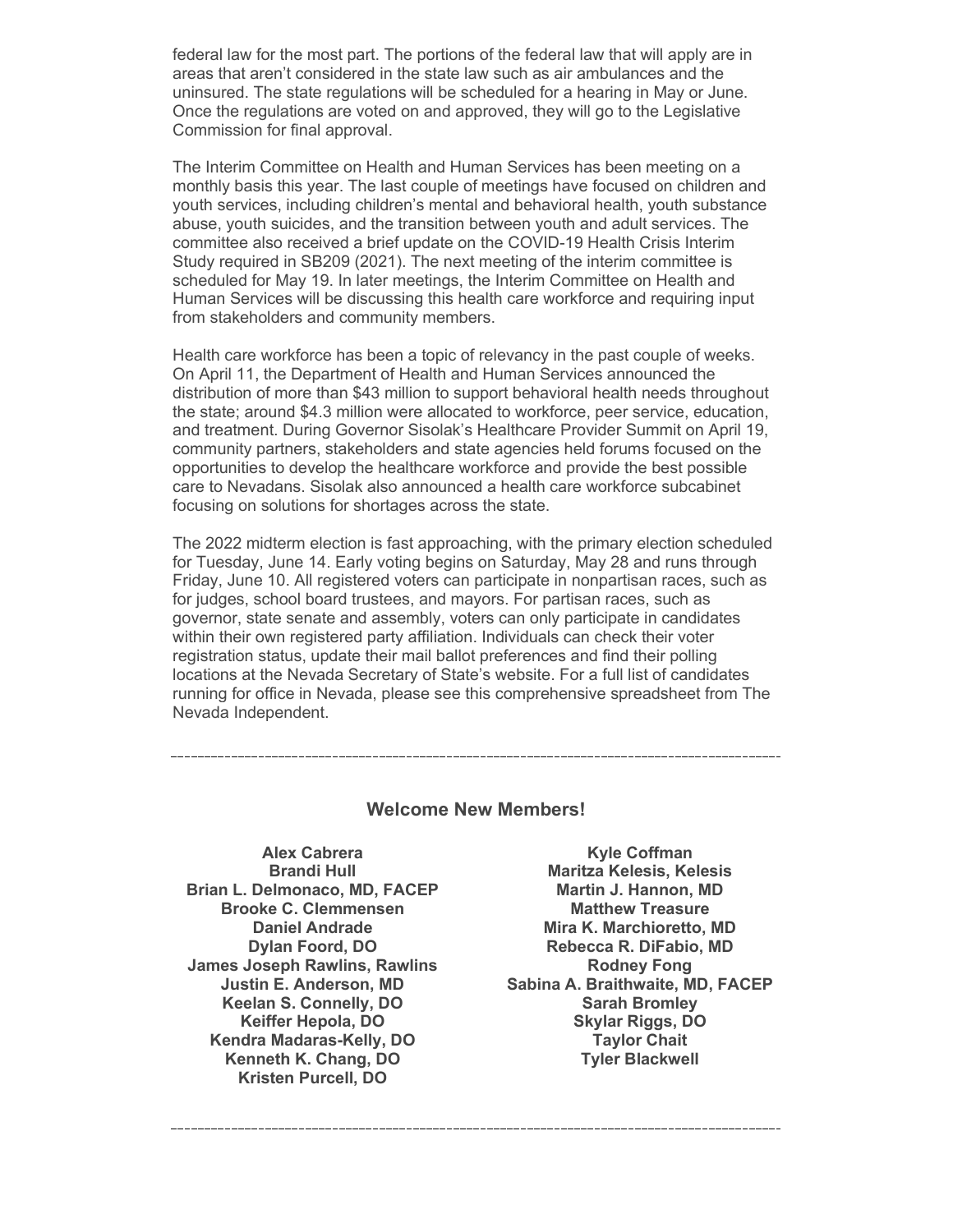federal law for the most part. The portions of the federal law that will apply are in areas that aren't considered in the state law such as air ambulances and the uninsured. The state regulations will be scheduled for a hearing in May or June. Once the regulations are voted on and approved, they will go to the Legislative Commission for final approval.

The Interim Committee on Health and Human Services has been meeting on a monthly basis this year. The last couple of meetings have focused on children and youth services, including children's mental and behavioral health, youth substance abuse, youth suicides, and the transition between youth and adult services. The committee also received a brief update on the COVID-19 Health Crisis Interim Study required in SB209 (2021). The next meeting of the interim committee is scheduled for May 19. In later meetings, the Interim Committee on Health and Human Services will be discussing this health care workforce and requiring input from stakeholders and community members.

Health care workforce has been a topic of relevancy in the past couple of weeks. On April 11, the Department of Health and Human Services announced the distribution of more than $43 million to support behavioral health needs throughout the state; around $4.3 million were allocated to workforce, peer service, education, and treatment. During Governor Sisolak's Healthcare Provider Summit on April 19, community partners, stakeholders and state agencies held forums focused on the opportunities to develop the healthcare workforce and provide the best possible care to Nevadans. Sisolak also announced a health care workforce subcabinet focusing on solutions for shortages across the state.

The 2022 midterm election is fast approaching, with the primary election scheduled for Tuesday, June 14. Early voting begins on Saturday, May 28 and runs through Friday, June 10. All registered voters can participate in nonpartisan races, such as for judges, school board trustees, and mayors. For partisan races, such as governor, state senate and assembly, voters can only participate in candidates within their own registered party affiliation. Individuals can check their voter registration status, update their mail ballot preferences and find their polling locations at the Nevada Secretary of State's website. For a full list of candidates running for office in Nevada, please see this comprehensive spreadsheet from The Nevada Independent.

---

## Welcome New Members!

**Alex Cabrera**
**Brandi Hull**
**Brian L. Delmonaco, MD, FACEP**
**Brooke C. Clemmensen**
**Daniel Andrade**
**Dylan Foord, DO**
**James Joseph Rawlins, Rawlins**
**Justin E. Anderson, MD**
**Keelan S. Connelly, DO**
**Keiffer Hepola, DO**
**Kendra Madaras-Kelly, DO**
**Kenneth K. Chang, DO**
**Kristen Purcell, DO**
**Kyle Coffman**
**Maritza Kelesis, Kelesis**
**Martin J. Hannon, MD**
**Matthew Treasure**
**Mira K. Marchioretto, MD**
**Rebecca R. DiFabio, MD**
**Rodney Fong**
**Sabina A. Braithwaite, MD, FACEP**
**Sarah Bromley**
**Skylar Riggs, DO**
**Taylor Chait**
**Tyler Blackwell**

---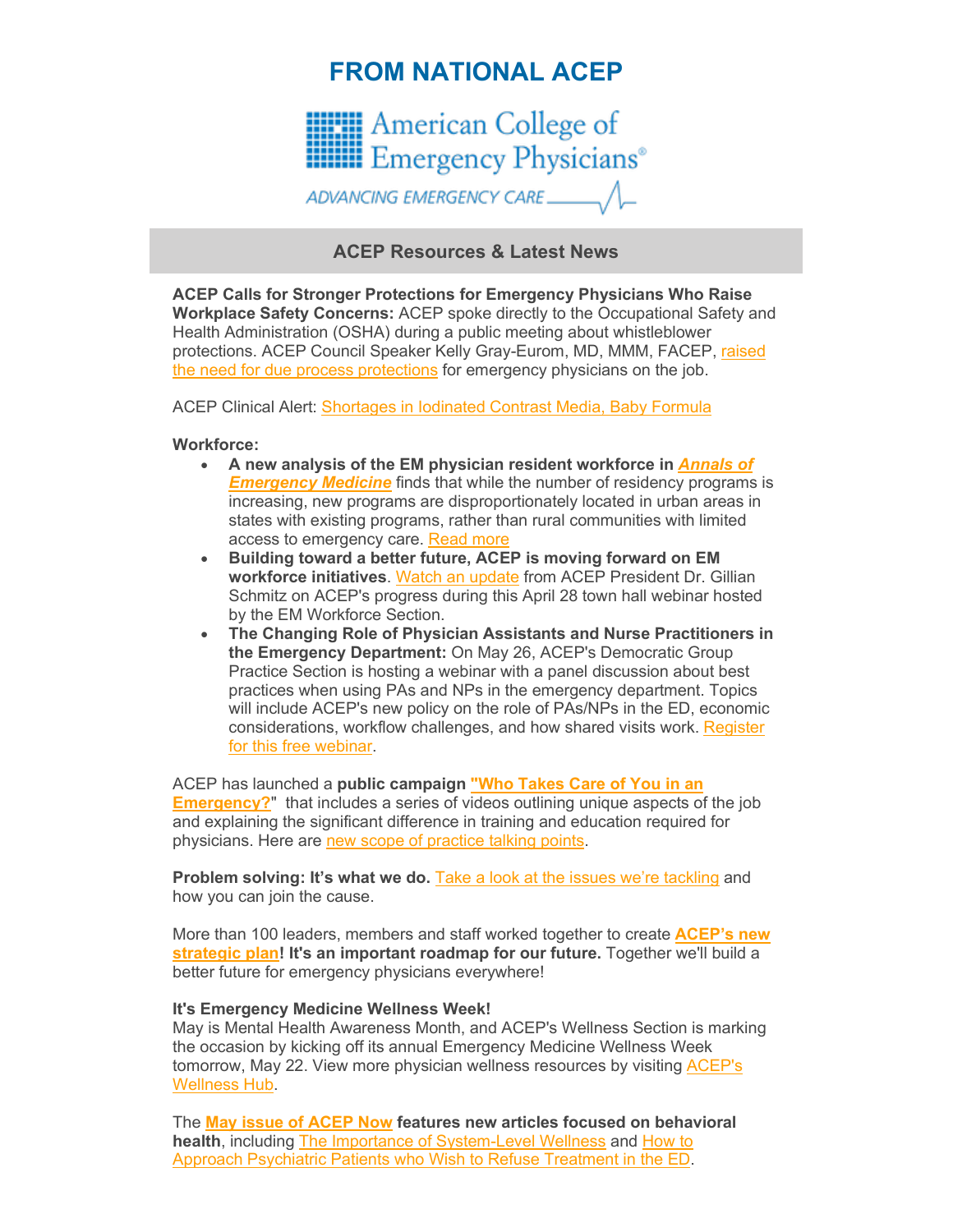# FROM NATIONAL ACEP

American College of Emergency Physicians®

ADVANCING EMERGENCY CARE

## ACEP Resources & Latest News

**ACEP Calls for Stronger Protections for Emergency Physicians Who Raise Workplace Safety Concerns:** ACEP spoke directly to the Occupational Safety and Health Administration (OSHA) during a public meeting about whistleblower protections. ACEP Council Speaker Kelly Gray-Eurom, MD, MMM, FACEP, raised the need for due process protections for emergency physicians on the job.

ACEP Clinical Alert: Shortages in Iodinated Contrast Media, Baby Formula

**Workforce:**

- **A new analysis of the EM physician resident workforce in *Annals of Emergency Medicine*** finds that while the number of residency programs is increasing, new programs are disproportionately located in urban areas in states with existing programs, rather than rural communities with limited access to emergency care. Read more
- **Building toward a better future, ACEP is moving forward on EM workforce initiatives**. Watch an update from ACEP President Dr. Gillian Schmitz on ACEP's progress during this April 28 town hall webinar hosted by the EM Workforce Section.
- **The Changing Role of Physician Assistants and Nurse Practitioners in the Emergency Department:** On May 26, ACEP's Democratic Group Practice Section is hosting a webinar with a panel discussion about best practices when using PAs and NPs in the emergency department. Topics will include ACEP's new policy on the role of PAs/NPs in the ED, economic considerations, workflow challenges, and how shared visits work. Register for this free webinar.

ACEP has launched a **public campaign "Who Takes Care of You in an Emergency?"** that includes a series of videos outlining unique aspects of the job and explaining the significant difference in training and education required for physicians. Here are new scope of practice talking points.

**Problem solving: It's what we do.** Take a look at the issues we're tackling and how you can join the cause.

More than 100 leaders, members and staff worked together to create **ACEP's new strategic plan! It's an important roadmap for our future.** Together we'll build a better future for emergency physicians everywhere!

**It's Emergency Medicine Wellness Week!**
May is Mental Health Awareness Month, and ACEP's Wellness Section is marking the occasion by kicking off its annual Emergency Medicine Wellness Week tomorrow, May 22. View more physician wellness resources by visiting ACEP's Wellness Hub.

The **May issue of ACEP Now features new articles focused on behavioral health**, including The Importance of System-Level Wellness and How to Approach Psychiatric Patients who Wish to Refuse Treatment in the ED.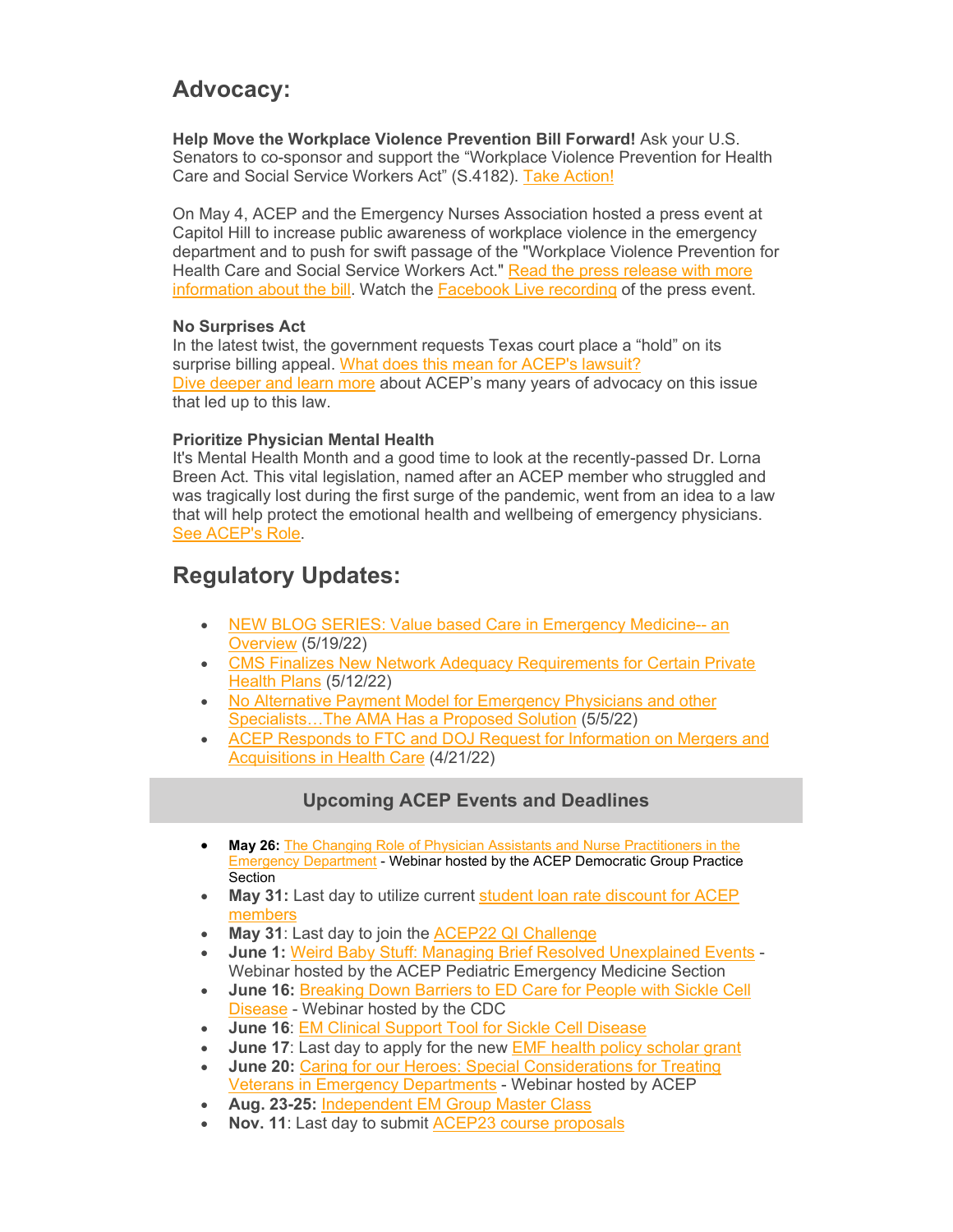## Advocacy:

**Help Move the Workplace Violence Prevention Bill Forward!** Ask your U.S. Senators to co-sponsor and support the “Workplace Violence Prevention for Health Care and Social Service Workers Act” (S.4182). Take Action!

On May 4, ACEP and the Emergency Nurses Association hosted a press event at Capitol Hill to increase public awareness of workplace violence in the emergency department and to push for swift passage of the "Workplace Violence Prevention for Health Care and Social Service Workers Act." Read the press release with more information about the bill. Watch the Facebook Live recording of the press event.

**No Surprises Act**
In the latest twist, the government requests Texas court place a “hold” on its surprise billing appeal. What does this mean for ACEP's lawsuit?
Dive deeper and learn more about ACEP’s many years of advocacy on this issue that led up to this law.

**Prioritize Physician Mental Health**
It's Mental Health Month and a good time to look at the recently-passed Dr. Lorna Breen Act. This vital legislation, named after an ACEP member who struggled and was tragically lost during the first surge of the pandemic, went from an idea to a law that will help protect the emotional health and wellbeing of emergency physicians. See ACEP's Role.

## Regulatory Updates:

- NEW BLOG SERIES: Value based Care in Emergency Medicine-- an Overview (5/19/22)
- CMS Finalizes New Network Adequacy Requirements for Certain Private Health Plans (5/12/22)
- No Alternative Payment Model for Emergency Physicians and other Specialists…The AMA Has a Proposed Solution (5/5/22)
- ACEP Responds to FTC and DOJ Request for Information on Mergers and Acquisitions in Health Care (4/21/22)

### Upcoming ACEP Events and Deadlines

- **May 26:** The Changing Role of Physician Assistants and Nurse Practitioners in the Emergency Department - Webinar hosted by the ACEP Democratic Group Practice Section
- **May 31:** Last day to utilize current student loan rate discount for ACEP members
- **May 31**: Last day to join the ACEP22 QI Challenge
- **June 1:** Weird Baby Stuff: Managing Brief Resolved Unexplained Events - Webinar hosted by the ACEP Pediatric Emergency Medicine Section
- **June 16:** Breaking Down Barriers to ED Care for People with Sickle Cell Disease - Webinar hosted by the CDC
- **June 16**: EM Clinical Support Tool for Sickle Cell Disease
- **June 17**: Last day to apply for the new EMF health policy scholar grant
- **June 20:** Caring for our Heroes: Special Considerations for Treating Veterans in Emergency Departments - Webinar hosted by ACEP
- **Aug. 23-25:** Independent EM Group Master Class
- **Nov. 11**: Last day to submit ACEP23 course proposals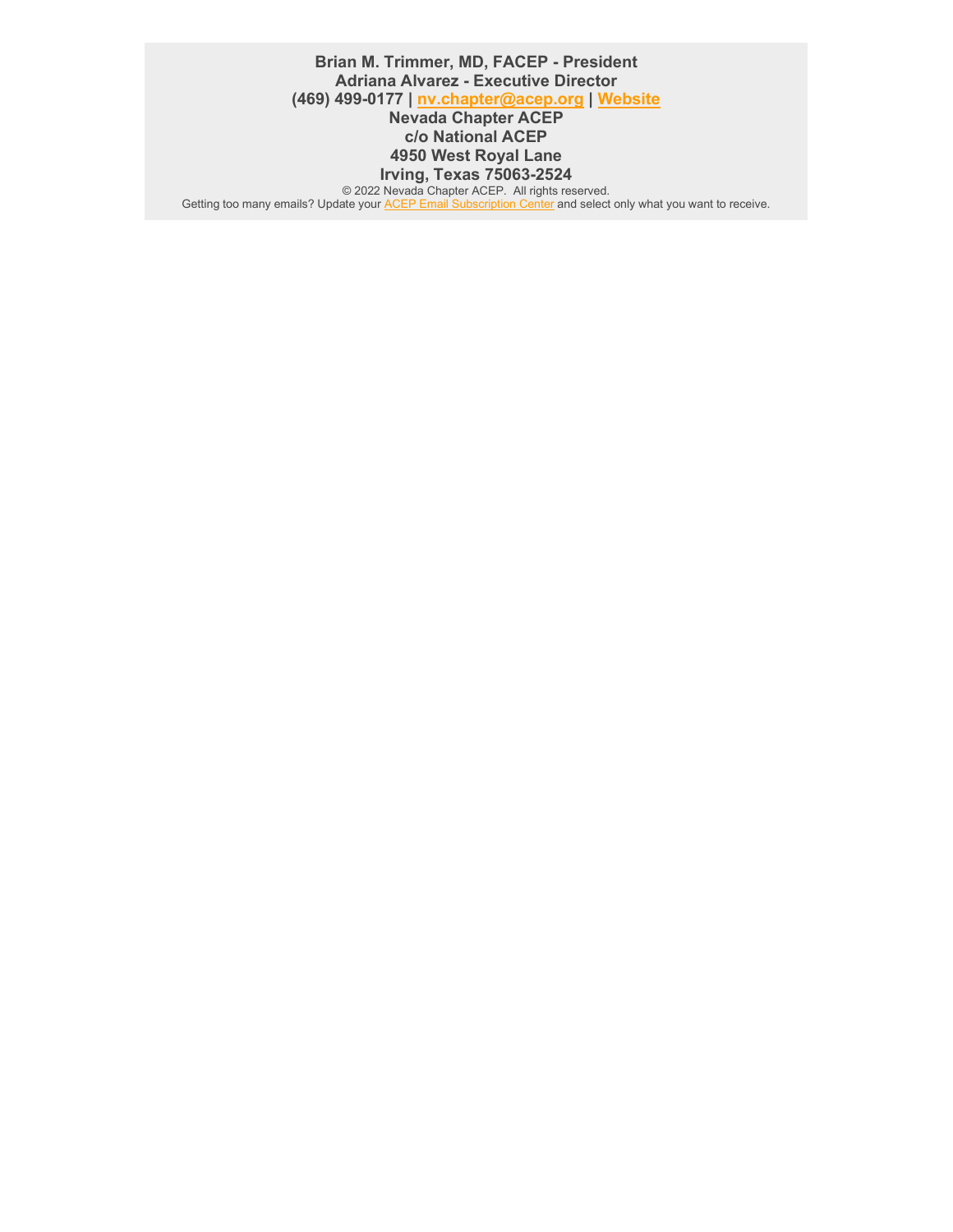**Brian M. Trimmer, MD, FACEP - President**
**Adriana Alvarez - Executive Director**
**(469) 499-0177 | nv.chapter@acep.org | Website**
**Nevada Chapter ACEP**
**c/o National ACEP**
**4950 West Royal Lane**
**Irving, Texas 75063-2524**

© 2022 Nevada Chapter ACEP. All rights reserved.

Getting too many emails? Update your ACEP Email Subscription Center and select only what you want to receive.